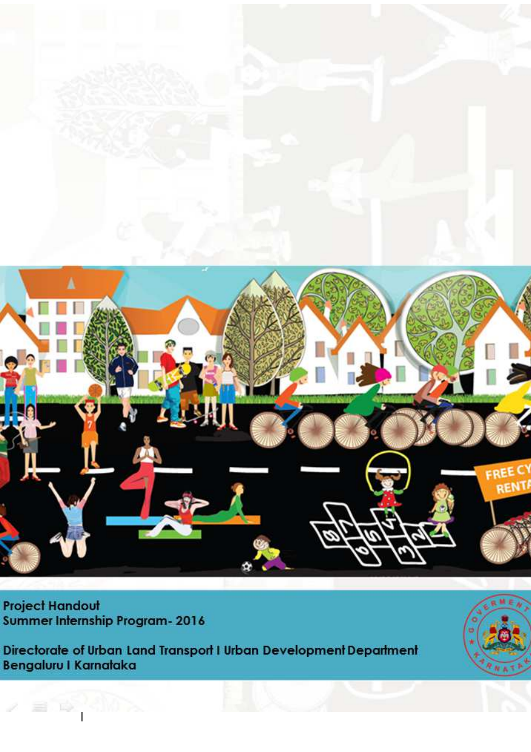Project Handout
Summer Internship Program- 2016

Directorate of Urban Land Transport I Urban Development Department
Bengaluru I Karnataka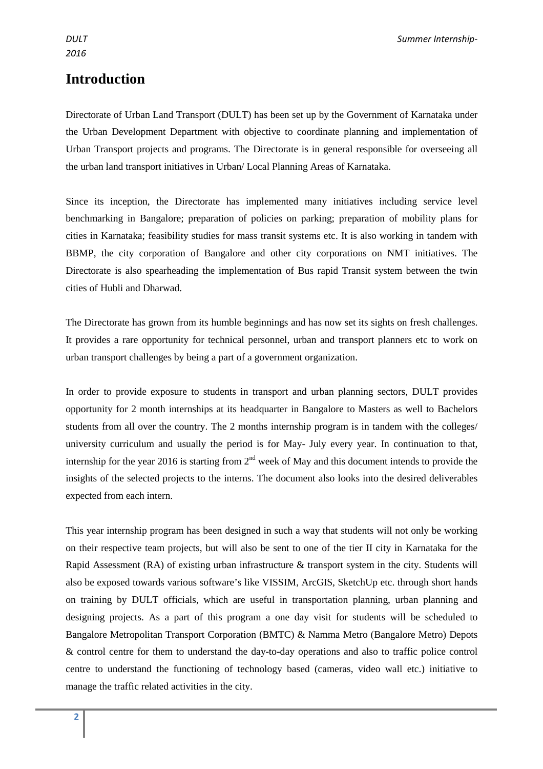# Introduction

Directorate of Urban Land Transport (DULT) has been set up by the Government of Karnataka under the Urban Development Department with objective to coordinate planning and implementation of Urban Transport projects and programs. The Directorate is in general responsible for overseeing all the urban land transport initiatives in Urban/ Local Planning Areas of Karnataka.

Since its inception, the Directorate has implemented many initiatives including service level benchmarking in Bangalore; preparation of policies on parking; preparation of mobility plans for cities in Karnataka; feasibility studies for mass transit systems etc. It is also working in tandem with BBMP, the city corporation of Bangalore and other city corporations on NMT initiatives. The Directorate is also spearheading the implementation of Bus rapid Transit system between the twin cities of Hubli and Dharwad.

The Directorate has grown from its humble beginnings and has now set its sights on fresh challenges. It provides a rare opportunity for technical personnel, urban and transport planners etc to work on urban transport challenges by being a part of a government organization.

In order to provide exposure to students in transport and urban planning sectors, DULT provides opportunity for 2 month internships at its headquarter in Bangalore to Masters as well to Bachelors students from all over the country. The 2 months internship program is in tandem with the colleges/ university curriculum and usually the period is for May- July every year. In continuation to that, internship for the year 2016 is starting from 2nd week of May and this document intends to provide the insights of the selected projects to the interns. The document also looks into the desired deliverables expected from each intern.

This year internship program has been designed in such a way that students will not only be working on their respective team projects, but will also be sent to one of the tier II city in Karnataka for the Rapid Assessment (RA) of existing urban infrastructure & transport system in the city. Students will also be exposed towards various software's like VISSIM, ArcGIS, SketchUp etc. through short hands on training by DULT officials, which are useful in transportation planning, urban planning and designing projects. As a part of this program a one day visit for students will be scheduled to Bangalore Metropolitan Transport Corporation (BMTC) & Namma Metro (Bangalore Metro) Depots & control centre for them to understand the day-to-day operations and also to traffic police control centre to understand the functioning of technology based (cameras, video wall etc.) initiative to manage the traffic related activities in the city.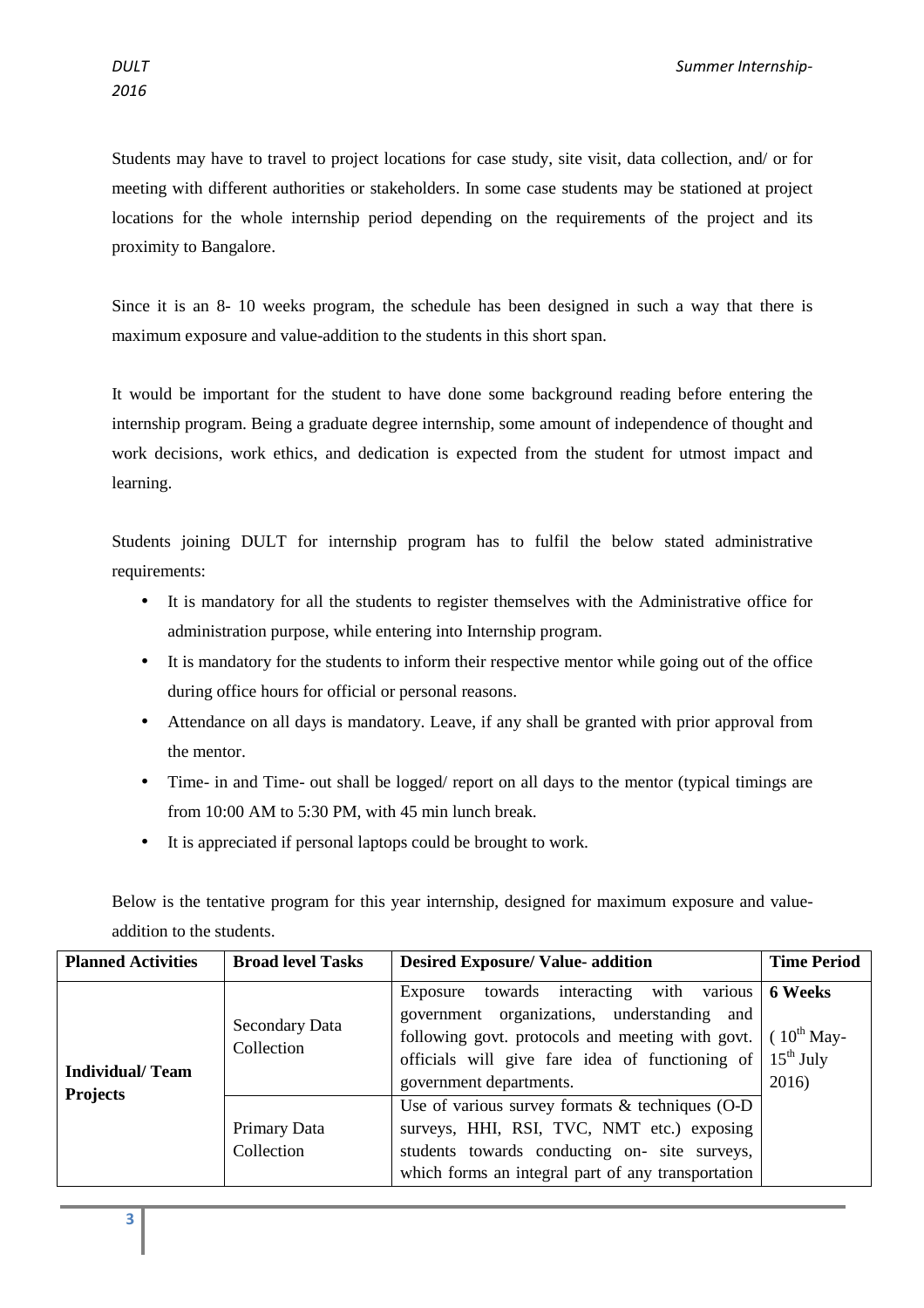Students may have to travel to project locations for case study, site visit, data collection, and/ or for meeting with different authorities or stakeholders. In some case students may be stationed at project locations for the whole internship period depending on the requirements of the project and its proximity to Bangalore.

Since it is an 8- 10 weeks program, the schedule has been designed in such a way that there is maximum exposure and value-addition to the students in this short span.

It would be important for the student to have done some background reading before entering the internship program. Being a graduate degree internship, some amount of independence of thought and work decisions, work ethics, and dedication is expected from the student for utmost impact and learning.

Students joining DULT for internship program has to fulfil the below stated administrative requirements:

- It is mandatory for all the students to register themselves with the Administrative office for administration purpose, while entering into Internship program.
- It is mandatory for the students to inform their respective mentor while going out of the office during office hours for official or personal reasons.
- Attendance on all days is mandatory. Leave, if any shall be granted with prior approval from the mentor.
- Time- in and Time- out shall be logged/ report on all days to the mentor (typical timings are from 10:00 AM to 5:30 PM, with 45 min lunch break.
- It is appreciated if personal laptops could be brought to work.

Below is the tentative program for this year internship, designed for maximum exposure and value-addition to the students.

| Planned Activities | Broad level Tasks | Desired Exposure/ Value- addition | Time Period |
|---|---|---|---|
| **Individual/ Team Projects** | Secondary Data Collection | Exposure towards interacting with various government organizations, understanding and following govt. protocols and meeting with govt. officials will give fare idea of functioning of government departments. | **6 Weeks** ( 10th May- 15th July 2016) |
| | Primary Data Collection | Use of various survey formats & techniques (O-D surveys, HHI, RSI, TVC, NMT etc.) exposing students towards conducting on- site surveys, which forms an integral part of any transportation | |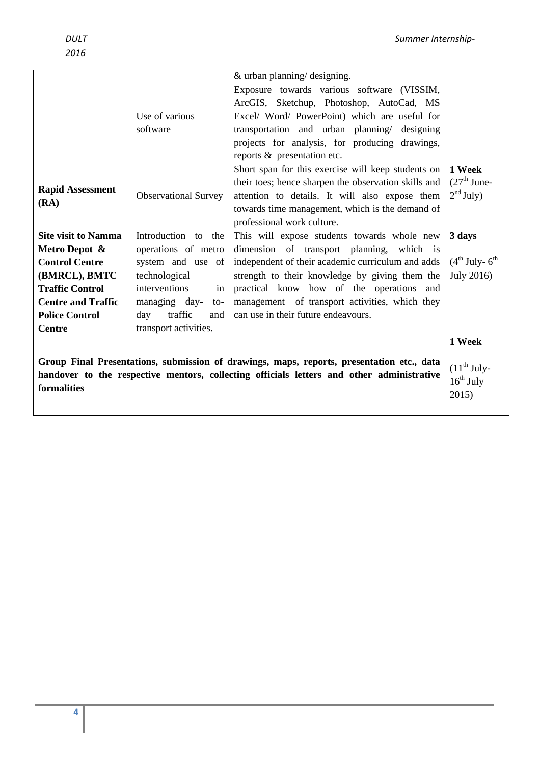|  |  | & urban planning/ designing. |  |
|---|---|---|---|
|  | Use of various software | Exposure towards various software (VISSIM, ArcGIS, Sketchup, Photoshop, AutoCad, MS Excel/ Word/ PowerPoint) which are useful for transportation and urban planning/ designing projects for analysis, for producing drawings, reports & presentation etc. |  |
| **Rapid Assessment (RA)** | Observational Survey | Short span for this exercise will keep students on their toes; hence sharpen the observation skills and attention to details. It will also expose them towards time management, which is the demand of professional work culture. | **1 Week** (27th June- 2nd July) |
| **Site visit to Namma Metro Depot & Control Centre (BMRCL), BMTC Traffic Control Centre and Traffic Police Control Centre** | Introduction to the operations of metro system and use of technological interventions in managing day- to- day traffic and transport activities. | This will expose students towards whole new dimension of transport planning, which is independent of their academic curriculum and adds strength to their knowledge by giving them the practical know how of the operations and management of transport activities, which they can use in their future endeavours. | **3 days** (4th July- 6th July 2016) |
| **Group Final Presentations, submission of drawings, maps, reports, presentation etc., data handover to the respective mentors, collecting officials letters and other administrative formalities** |  |  | **1 Week** (11th July- 16th July 2015) |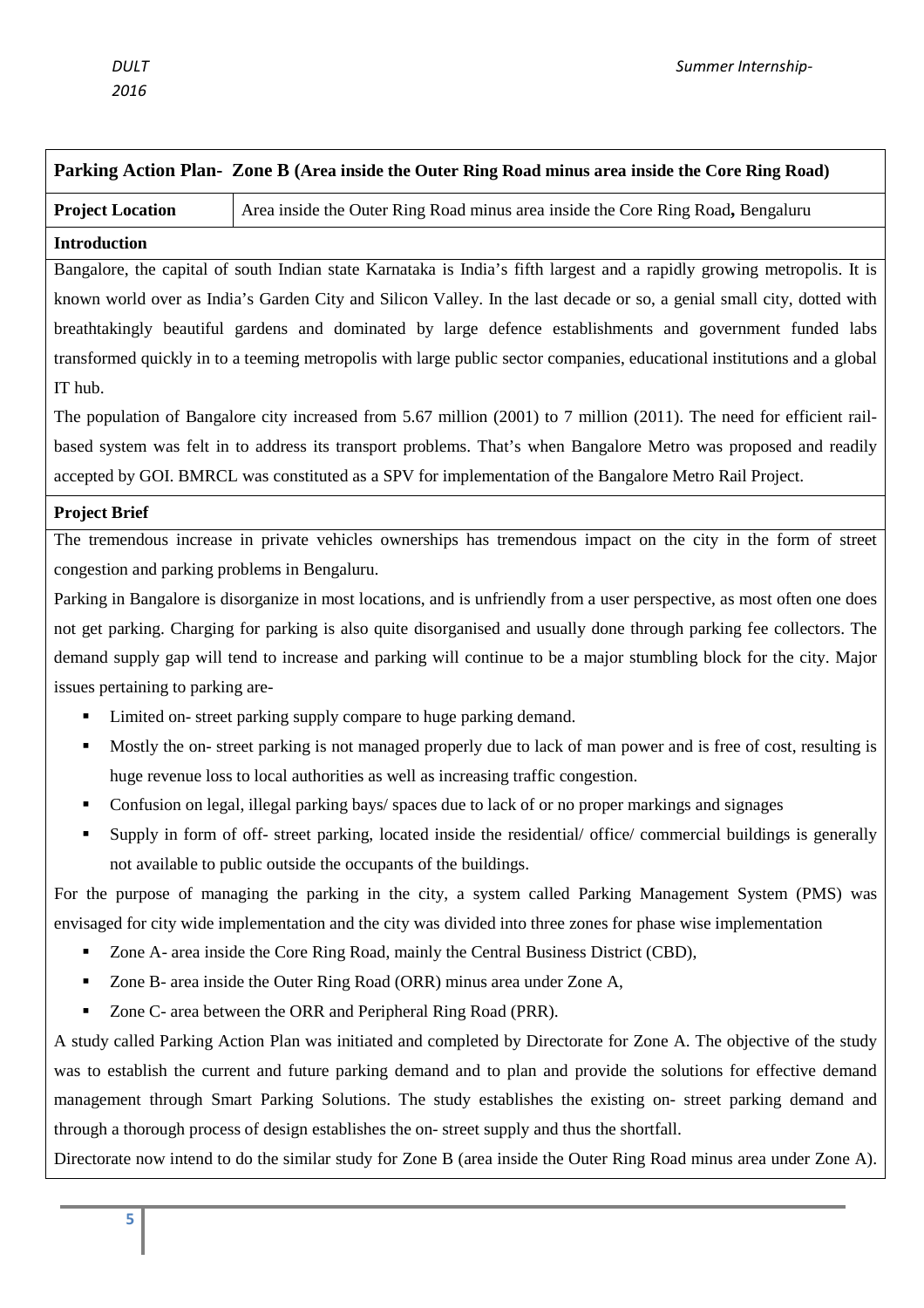## Parking Action Plan- Zone B (Area inside the Outer Ring Road minus area inside the Core Ring Road)

| **Project Location** | Area inside the Outer Ring Road minus area inside the Core Ring Road**,** Bengaluru |
|---|---|

### Introduction

Bangalore, the capital of south Indian state Karnataka is India's fifth largest and a rapidly growing metropolis. It is known world over as India's Garden City and Silicon Valley. In the last decade or so, a genial small city, dotted with breathtakingly beautiful gardens and dominated by large defence establishments and government funded labs transformed quickly in to a teeming metropolis with large public sector companies, educational institutions and a global IT hub.

The population of Bangalore city increased from 5.67 million (2001) to 7 million (2011). The need for efficient rail-based system was felt in to address its transport problems. That's when Bangalore Metro was proposed and readily accepted by GOI. BMRCL was constituted as a SPV for implementation of the Bangalore Metro Rail Project.

### Project Brief

The tremendous increase in private vehicles ownerships has tremendous impact on the city in the form of street congestion and parking problems in Bengaluru.

Parking in Bangalore is disorganize in most locations, and is unfriendly from a user perspective, as most often one does not get parking. Charging for parking is also quite disorganised and usually done through parking fee collectors. The demand supply gap will tend to increase and parking will continue to be a major stumbling block for the city. Major issues pertaining to parking are-

- Limited on- street parking supply compare to huge parking demand.
- Mostly the on- street parking is not managed properly due to lack of man power and is free of cost, resulting is huge revenue loss to local authorities as well as increasing traffic congestion.
- Confusion on legal, illegal parking bays/ spaces due to lack of or no proper markings and signages
- Supply in form of off- street parking, located inside the residential/ office/ commercial buildings is generally not available to public outside the occupants of the buildings.

For the purpose of managing the parking in the city, a system called Parking Management System (PMS) was envisaged for city wide implementation and the city was divided into three zones for phase wise implementation

- Zone A- area inside the Core Ring Road, mainly the Central Business District (CBD),
- Zone B- area inside the Outer Ring Road (ORR) minus area under Zone A,
- Zone C- area between the ORR and Peripheral Ring Road (PRR).

A study called Parking Action Plan was initiated and completed by Directorate for Zone A. The objective of the study was to establish the current and future parking demand and to plan and provide the solutions for effective demand management through Smart Parking Solutions. The study establishes the existing on- street parking demand and through a thorough process of design establishes the on- street supply and thus the shortfall.

Directorate now intend to do the similar study for Zone B (area inside the Outer Ring Road minus area under Zone A).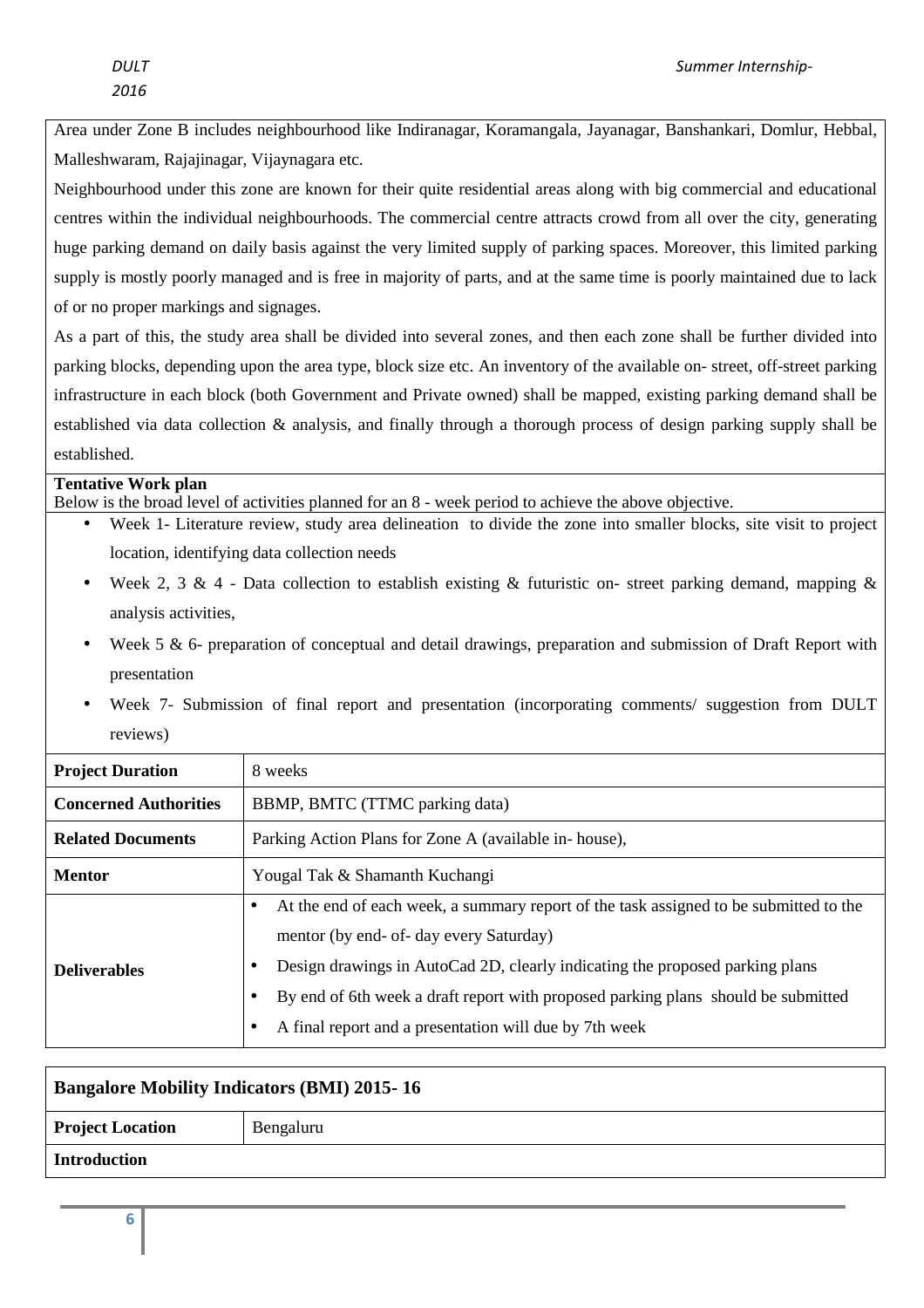Area under Zone B includes neighbourhood like Indiranagar, Koramangala, Jayanagar, Banshankari, Domlur, Hebbal, Malleshwaram, Rajajinagar, Vijaynagara etc.

Neighbourhood under this zone are known for their quite residential areas along with big commercial and educational centres within the individual neighbourhoods. The commercial centre attracts crowd from all over the city, generating huge parking demand on daily basis against the very limited supply of parking spaces. Moreover, this limited parking supply is mostly poorly managed and is free in majority of parts, and at the same time is poorly maintained due to lack of or no proper markings and signages.

As a part of this, the study area shall be divided into several zones, and then each zone shall be further divided into parking blocks, depending upon the area type, block size etc. An inventory of the available on- street, off-street parking infrastructure in each block (both Government and Private owned) shall be mapped, existing parking demand shall be established via data collection & analysis, and finally through a thorough process of design parking supply shall be established.

**Tentative Work plan**

Below is the broad level of activities planned for an 8 - week period to achieve the above objective.

- Week 1- Literature review, study area delineation to divide the zone into smaller blocks, site visit to project location, identifying data collection needs
- Week 2, 3 & 4 - Data collection to establish existing & futuristic on- street parking demand, mapping & analysis activities,
- Week 5 & 6- preparation of conceptual and detail drawings, preparation and submission of Draft Report with presentation
- Week 7- Submission of final report and presentation (incorporating comments/ suggestion from DULT reviews)

| **Project Duration** | 8 weeks |
|---|---|
| **Concerned Authorities** | BBMP, BMTC (TTMC parking data) |
| **Related Documents** | Parking Action Plans for Zone A (available in- house), |
| **Mentor** | Yougal Tak & Shamanth Kuchangi |
| **Deliverables** | • At the end of each week, a summary report of the task assigned to be submitted to the mentor (by end- of- day every Saturday)<br>• Design drawings in AutoCad 2D, clearly indicating the proposed parking plans<br>• By end of 6th week a draft report with proposed parking plans should be submitted<br>• A final report and a presentation will due by 7th week |

| **Bangalore Mobility Indicators (BMI) 2015- 16** | |
|---|---|
| **Project Location** | Bengaluru |
| **Introduction** | |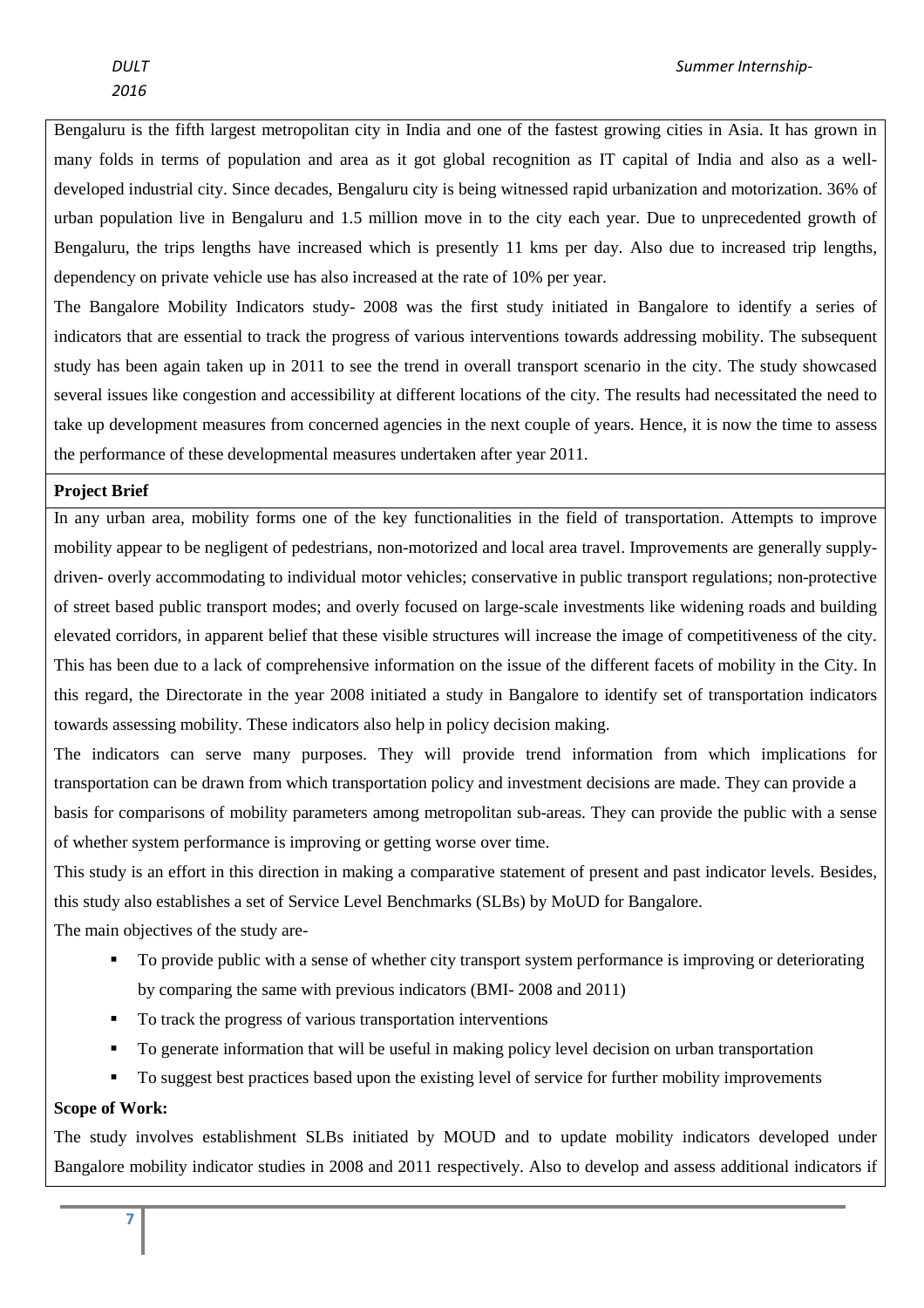Bengaluru is the fifth largest metropolitan city in India and one of the fastest growing cities in Asia. It has grown in many folds in terms of population and area as it got global recognition as IT capital of India and also as a well-developed industrial city. Since decades, Bengaluru city is being witnessed rapid urbanization and motorization. 36% of urban population live in Bengaluru and 1.5 million move in to the city each year. Due to unprecedented growth of Bengaluru, the trips lengths have increased which is presently 11 kms per day. Also due to increased trip lengths, dependency on private vehicle use has also increased at the rate of 10% per year.

The Bangalore Mobility Indicators study- 2008 was the first study initiated in Bangalore to identify a series of indicators that are essential to track the progress of various interventions towards addressing mobility. The subsequent study has been again taken up in 2011 to see the trend in overall transport scenario in the city. The study showcased several issues like congestion and accessibility at different locations of the city. The results had necessitated the need to take up development measures from concerned agencies in the next couple of years. Hence, it is now the time to assess the performance of these developmental measures undertaken after year 2011.

**Project Brief**

In any urban area, mobility forms one of the key functionalities in the field of transportation. Attempts to improve mobility appear to be negligent of pedestrians, non-motorized and local area travel. Improvements are generally supply-driven- overly accommodating to individual motor vehicles; conservative in public transport regulations; non-protective of street based public transport modes; and overly focused on large-scale investments like widening roads and building elevated corridors, in apparent belief that these visible structures will increase the image of competitiveness of the city. This has been due to a lack of comprehensive information on the issue of the different facets of mobility in the City. In this regard, the Directorate in the year 2008 initiated a study in Bangalore to identify set of transportation indicators towards assessing mobility. These indicators also help in policy decision making.

The indicators can serve many purposes. They will provide trend information from which implications for transportation can be drawn from which transportation policy and investment decisions are made. They can provide a basis for comparisons of mobility parameters among metropolitan sub-areas. They can provide the public with a sense of whether system performance is improving or getting worse over time.

This study is an effort in this direction in making a comparative statement of present and past indicator levels. Besides, this study also establishes a set of Service Level Benchmarks (SLBs) by MoUD for Bangalore.

The main objectives of the study are-

- To provide public with a sense of whether city transport system performance is improving or deteriorating by comparing the same with previous indicators (BMI- 2008 and 2011)
- To track the progress of various transportation interventions
- To generate information that will be useful in making policy level decision on urban transportation
- To suggest best practices based upon the existing level of service for further mobility improvements

**Scope of Work:**

The study involves establishment SLBs initiated by MOUD and to update mobility indicators developed under Bangalore mobility indicator studies in 2008 and 2011 respectively. Also to develop and assess additional indicators if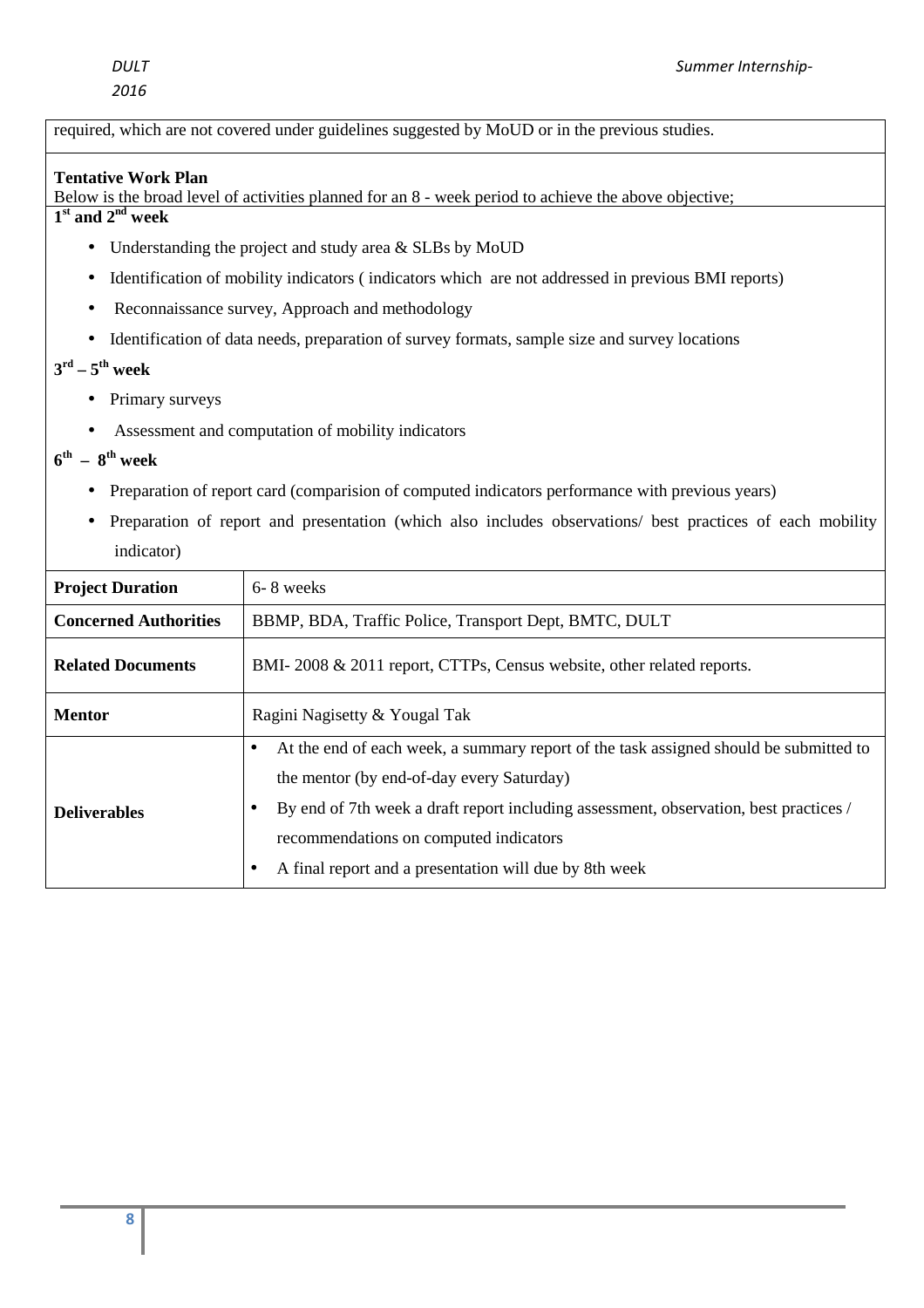required, which are not covered under guidelines suggested by MoUD or in the previous studies.

**Tentative Work Plan**

Below is the broad level of activities planned for an 8 - week period to achieve the above objective;

**1st and 2nd week**

- Understanding the project and study area & SLBs by MoUD
- Identification of mobility indicators ( indicators which are not addressed in previous BMI reports)
- Reconnaissance survey, Approach and methodology
- Identification of data needs, preparation of survey formats, sample size and survey locations

**3rd – 5th week**

- Primary surveys
- Assessment and computation of mobility indicators

**6th – 8th week**

- Preparation of report card (comparision of computed indicators performance with previous years)
- Preparation of report and presentation (which also includes observations/ best practices of each mobility indicator)

| **Project Duration** | 6- 8 weeks |
|---|---|
| **Concerned Authorities** | BBMP, BDA, Traffic Police, Transport Dept, BMTC, DULT |
| **Related Documents** | BMI- 2008 & 2011 report, CTTPs, Census website, other related reports. |
| **Mentor** | Ragini Nagisetty & Yougal Tak |
| **Deliverables** | • At the end of each week, a summary report of the task assigned should be submitted to the mentor (by end-of-day every Saturday)<br>• By end of 7th week a draft report including assessment, observation, best practices / recommendations on computed indicators<br>• A final report and a presentation will due by 8th week |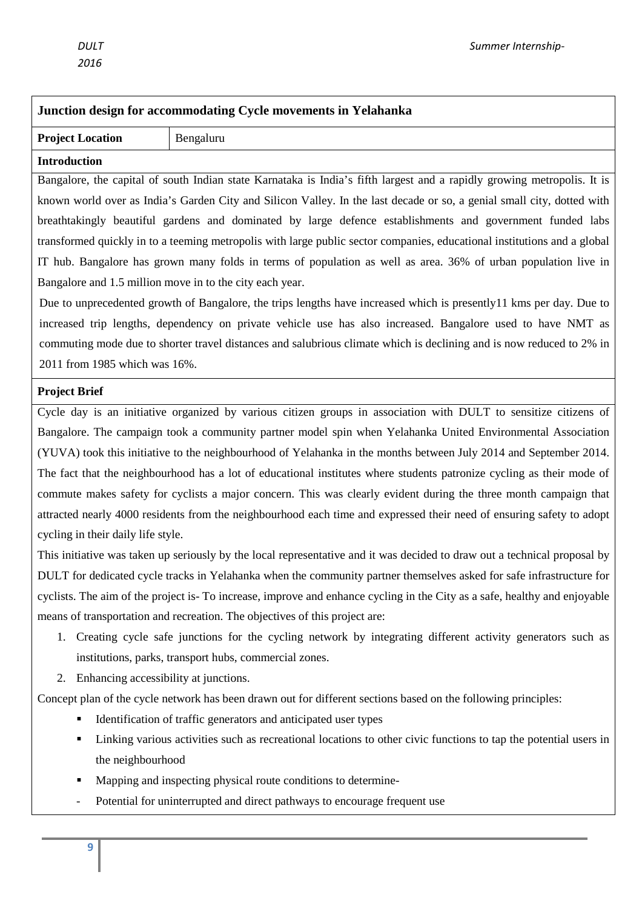## Junction design for accommodating Cycle movements in Yelahanka

| **Project Location** | Bengaluru |
|---|---|

### Introduction

Bangalore, the capital of south Indian state Karnataka is India's fifth largest and a rapidly growing metropolis. It is known world over as India's Garden City and Silicon Valley. In the last decade or so, a genial small city, dotted with breathtakingly beautiful gardens and dominated by large defence establishments and government funded labs transformed quickly in to a teeming metropolis with large public sector companies, educational institutions and a global IT hub. Bangalore has grown many folds in terms of population as well as area. 36% of urban population live in Bangalore and 1.5 million move in to the city each year.

Due to unprecedented growth of Bangalore, the trips lengths have increased which is presently11 kms per day. Due to increased trip lengths, dependency on private vehicle use has also increased. Bangalore used to have NMT as commuting mode due to shorter travel distances and salubrious climate which is declining and is now reduced to 2% in 2011 from 1985 which was 16%.

### Project Brief

Cycle day is an initiative organized by various citizen groups in association with DULT to sensitize citizens of Bangalore. The campaign took a community partner model spin when Yelahanka United Environmental Association (YUVA) took this initiative to the neighbourhood of Yelahanka in the months between July 2014 and September 2014. The fact that the neighbourhood has a lot of educational institutes where students patronize cycling as their mode of commute makes safety for cyclists a major concern. This was clearly evident during the three month campaign that attracted nearly 4000 residents from the neighbourhood each time and expressed their need of ensuring safety to adopt cycling in their daily life style.

This initiative was taken up seriously by the local representative and it was decided to draw out a technical proposal by DULT for dedicated cycle tracks in Yelahanka when the community partner themselves asked for safe infrastructure for cyclists. The aim of the project is- To increase, improve and enhance cycling in the City as a safe, healthy and enjoyable means of transportation and recreation. The objectives of this project are:

1. Creating cycle safe junctions for the cycling network by integrating different activity generators such as institutions, parks, transport hubs, commercial zones.
2. Enhancing accessibility at junctions.

Concept plan of the cycle network has been drawn out for different sections based on the following principles:

- Identification of traffic generators and anticipated user types
- Linking various activities such as recreational locations to other civic functions to tap the potential users in the neighbourhood
- Mapping and inspecting physical route conditions to determine-
  - Potential for uninterrupted and direct pathways to encourage frequent use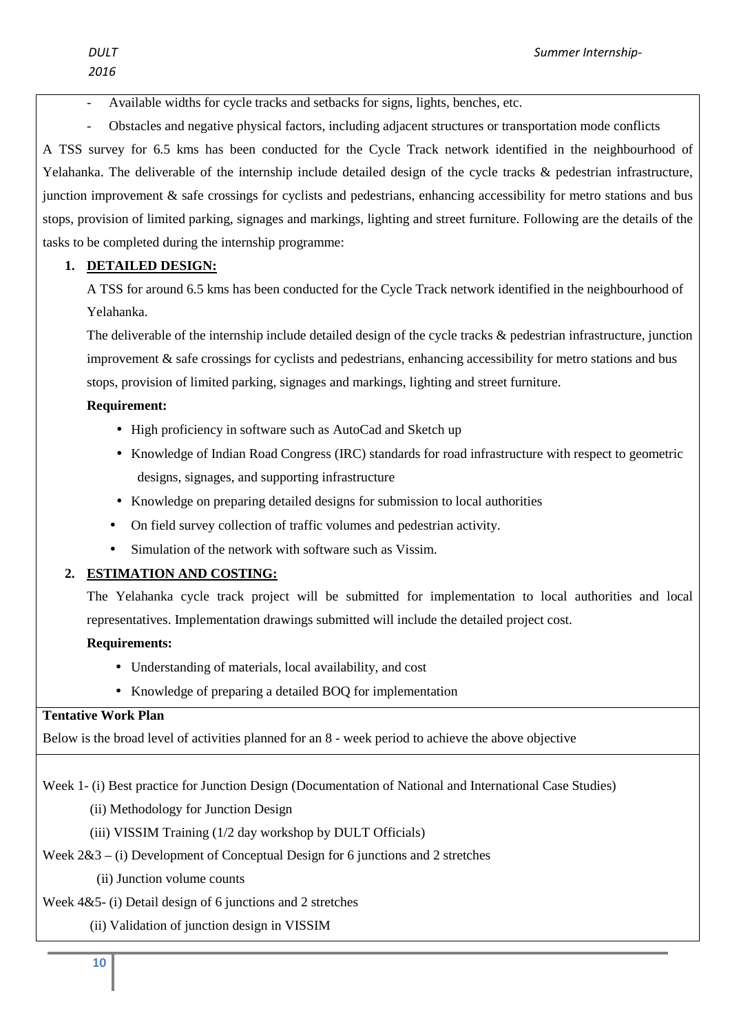- Available widths for cycle tracks and setbacks for signs, lights, benches, etc.
- Obstacles and negative physical factors, including adjacent structures or transportation mode conflicts

A TSS survey for 6.5 kms has been conducted for the Cycle Track network identified in the neighbourhood of Yelahanka. The deliverable of the internship include detailed design of the cycle tracks & pedestrian infrastructure, junction improvement & safe crossings for cyclists and pedestrians, enhancing accessibility for metro stations and bus stops, provision of limited parking, signages and markings, lighting and street furniture. Following are the details of the tasks to be completed during the internship programme:

1. **DETAILED DESIGN:**

   A TSS for around 6.5 kms has been conducted for the Cycle Track network identified in the neighbourhood of Yelahanka.

   The deliverable of the internship include detailed design of the cycle tracks & pedestrian infrastructure, junction improvement & safe crossings for cyclists and pedestrians, enhancing accessibility for metro stations and bus stops, provision of limited parking, signages and markings, lighting and street furniture.

   **Requirement:**

   - High proficiency in software such as AutoCad and Sketch up
   - Knowledge of Indian Road Congress (IRC) standards for road infrastructure with respect to geometric designs, signages, and supporting infrastructure
   - Knowledge on preparing detailed designs for submission to local authorities
   - On field survey collection of traffic volumes and pedestrian activity.
   - Simulation of the network with software such as Vissim.

2. **ESTIMATION AND COSTING:**

   The Yelahanka cycle track project will be submitted for implementation to local authorities and local representatives. Implementation drawings submitted will include the detailed project cost.

   **Requirements:**

   - Understanding of materials, local availability, and cost
   - Knowledge of preparing a detailed BOQ for implementation

**Tentative Work Plan**

Below is the broad level of activities planned for an 8 - week period to achieve the above objective

Week 1- (i) Best practice for Junction Design (Documentation of National and International Case Studies)

(ii) Methodology for Junction Design

(iii) VISSIM Training (1/2 day workshop by DULT Officials)

Week 2&3 – (i) Development of Conceptual Design for 6 junctions and 2 stretches

(ii) Junction volume counts

Week 4&5- (i) Detail design of 6 junctions and 2 stretches

(ii) Validation of junction design in VISSIM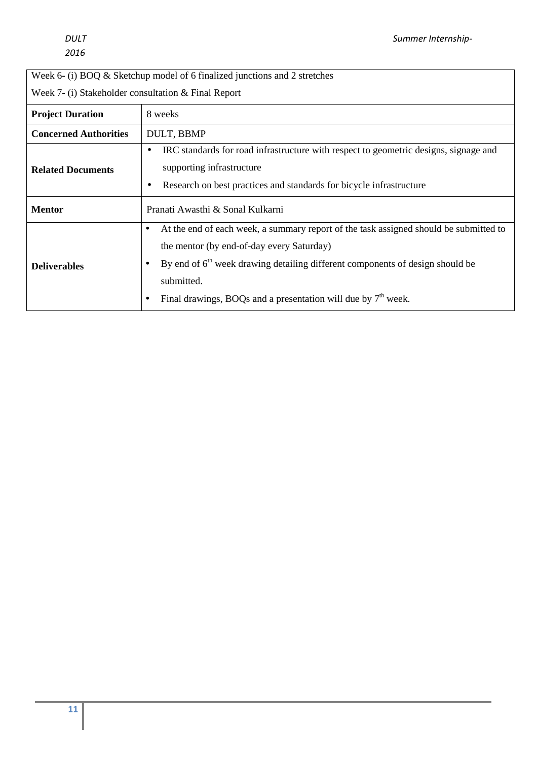| Week 6- (i) BOQ & Sketchup model of 6 finalized junctions and 2 stretches<br>Week 7- (i) Stakeholder consultation & Final Report | |
|---|---|
| **Project Duration** | 8 weeks |
| **Concerned Authorities** | DULT, BBMP |
| **Related Documents** | • IRC standards for road infrastructure with respect to geometric designs, signage and supporting infrastructure<br>• Research on best practices and standards for bicycle infrastructure |
| **Mentor** | Pranati Awasthi & Sonal Kulkarni |
| **Deliverables** | • At the end of each week, a summary report of the task assigned should be submitted to the mentor (by end-of-day every Saturday)<br>• By end of 6th week drawing detailing different components of design should be submitted.<br>• Final drawings, BOQs and a presentation will due by 7th week. |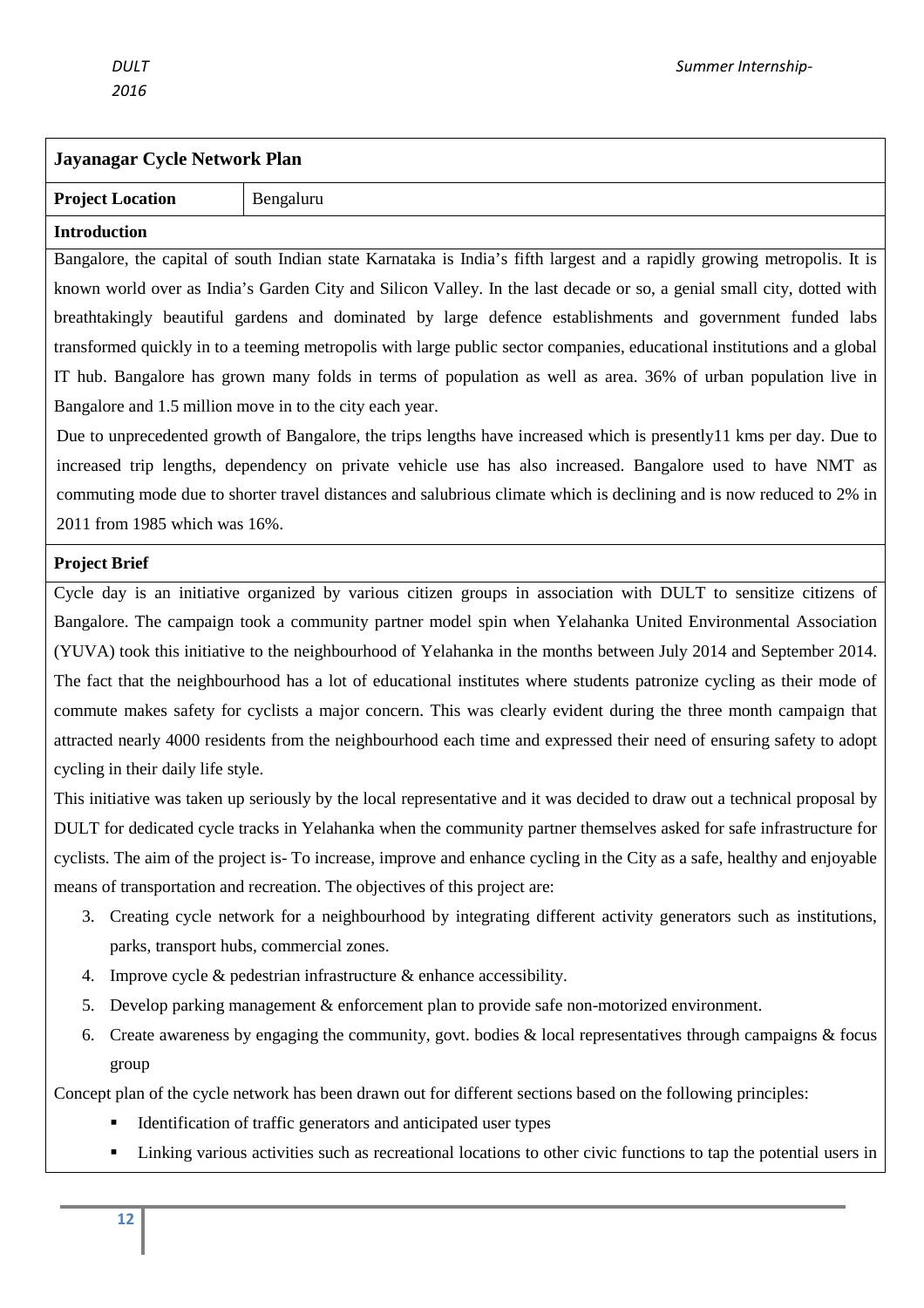## Jayanagar Cycle Network Plan

| **Project Location** | Bengaluru |
|---|---|

### Introduction

Bangalore, the capital of south Indian state Karnataka is India's fifth largest and a rapidly growing metropolis. It is known world over as India's Garden City and Silicon Valley. In the last decade or so, a genial small city, dotted with breathtakingly beautiful gardens and dominated by large defence establishments and government funded labs transformed quickly in to a teeming metropolis with large public sector companies, educational institutions and a global IT hub. Bangalore has grown many folds in terms of population as well as area. 36% of urban population live in Bangalore and 1.5 million move in to the city each year.

Due to unprecedented growth of Bangalore, the trips lengths have increased which is presently11 kms per day. Due to increased trip lengths, dependency on private vehicle use has also increased. Bangalore used to have NMT as commuting mode due to shorter travel distances and salubrious climate which is declining and is now reduced to 2% in 2011 from 1985 which was 16%.

### Project Brief

Cycle day is an initiative organized by various citizen groups in association with DULT to sensitize citizens of Bangalore. The campaign took a community partner model spin when Yelahanka United Environmental Association (YUVA) took this initiative to the neighbourhood of Yelahanka in the months between July 2014 and September 2014. The fact that the neighbourhood has a lot of educational institutes where students patronize cycling as their mode of commute makes safety for cyclists a major concern. This was clearly evident during the three month campaign that attracted nearly 4000 residents from the neighbourhood each time and expressed their need of ensuring safety to adopt cycling in their daily life style.

This initiative was taken up seriously by the local representative and it was decided to draw out a technical proposal by DULT for dedicated cycle tracks in Yelahanka when the community partner themselves asked for safe infrastructure for cyclists. The aim of the project is- To increase, improve and enhance cycling in the City as a safe, healthy and enjoyable means of transportation and recreation. The objectives of this project are:

3. Creating cycle network for a neighbourhood by integrating different activity generators such as institutions, parks, transport hubs, commercial zones.
4. Improve cycle & pedestrian infrastructure & enhance accessibility.
5. Develop parking management & enforcement plan to provide safe non-motorized environment.
6. Create awareness by engaging the community, govt. bodies & local representatives through campaigns & focus group

Concept plan of the cycle network has been drawn out for different sections based on the following principles:

- Identification of traffic generators and anticipated user types
- Linking various activities such as recreational locations to other civic functions to tap the potential users in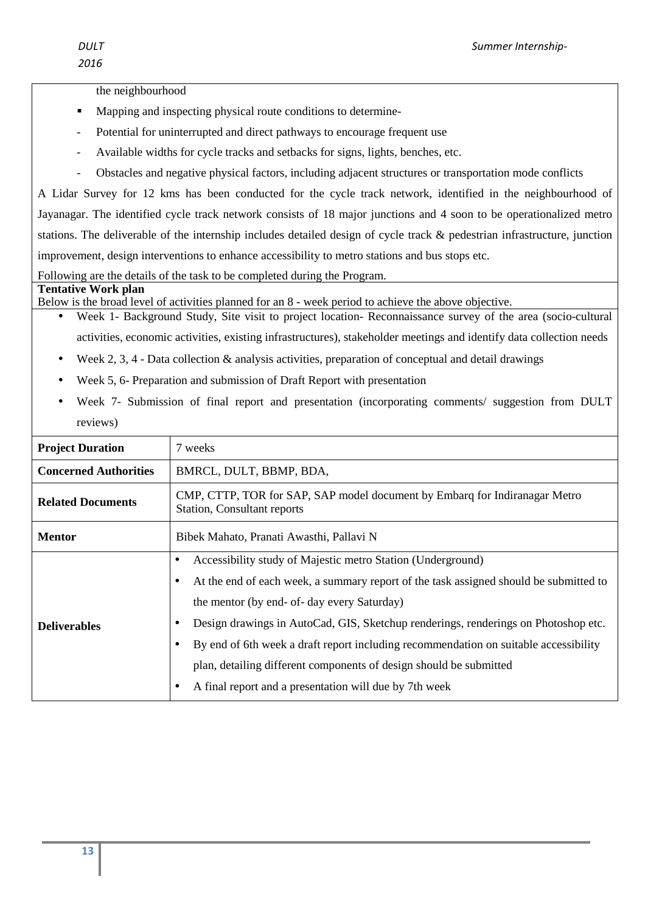the neighbourhood

- Mapping and inspecting physical route conditions to determine-
  - Potential for uninterrupted and direct pathways to encourage frequent use
  - Available widths for cycle tracks and setbacks for signs, lights, benches, etc.
  - Obstacles and negative physical factors, including adjacent structures or transportation mode conflicts

A Lidar Survey for 12 kms has been conducted for the cycle track network, identified in the neighbourhood of Jayanagar. The identified cycle track network consists of 18 major junctions and 4 soon to be operationalized metro stations. The deliverable of the internship includes detailed design of cycle track & pedestrian infrastructure, junction improvement, design interventions to enhance accessibility to metro stations and bus stops etc.

Following are the details of the task to be completed during the Program.

**Tentative Work plan**

Below is the broad level of activities planned for an 8 - week period to achieve the above objective.

- Week 1- Background Study, Site visit to project location- Reconnaissance survey of the area (socio-cultural activities, economic activities, existing infrastructures), stakeholder meetings and identify data collection needs
- Week 2, 3, 4 - Data collection & analysis activities, preparation of conceptual and detail drawings
- Week 5, 6- Preparation and submission of Draft Report with presentation
- Week 7- Submission of final report and presentation (incorporating comments/ suggestion from DULT reviews)

| | |
|---|---|
| **Project Duration** | 7 weeks |
| **Concerned Authorities** | BMRCL, DULT, BBMP, BDA, |
| **Related Documents** | CMP, CTTP, TOR for SAP, SAP model document by Embarq for Indiranagar Metro Station, Consultant reports |
| **Mentor** | Bibek Mahato, Pranati Awasthi, Pallavi N |
| **Deliverables** | • Accessibility study of Majestic metro Station (Underground)<br>• At the end of each week, a summary report of the task assigned should be submitted to the mentor (by end- of- day every Saturday)<br>• Design drawings in AutoCad, GIS, Sketchup renderings, renderings on Photoshop etc.<br>• By end of 6th week a draft report including recommendation on suitable accessibility plan, detailing different components of design should be submitted<br>• A final report and a presentation will due by 7th week |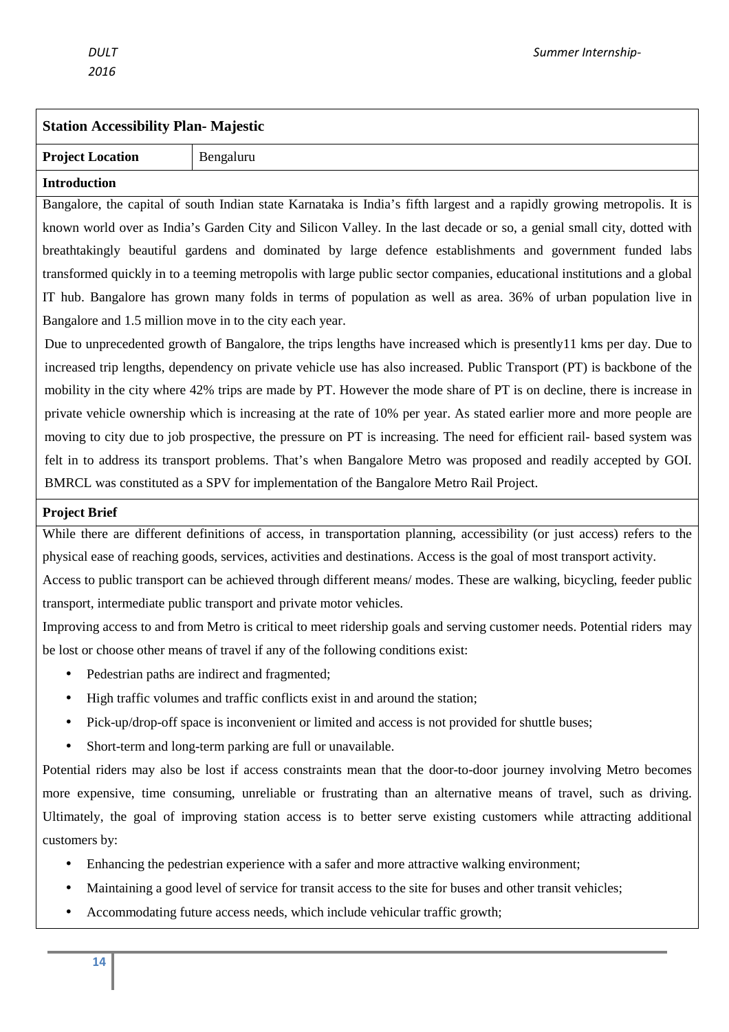## Station Accessibility Plan- Majestic

| **Project Location** | Bengaluru |
| --- | --- |

### Introduction

Bangalore, the capital of south Indian state Karnataka is India's fifth largest and a rapidly growing metropolis. It is known world over as India's Garden City and Silicon Valley. In the last decade or so, a genial small city, dotted with breathtakingly beautiful gardens and dominated by large defence establishments and government funded labs transformed quickly in to a teeming metropolis with large public sector companies, educational institutions and a global IT hub. Bangalore has grown many folds in terms of population as well as area. 36% of urban population live in Bangalore and 1.5 million move in to the city each year.

Due to unprecedented growth of Bangalore, the trips lengths have increased which is presently11 kms per day. Due to increased trip lengths, dependency on private vehicle use has also increased. Public Transport (PT) is backbone of the mobility in the city where 42% trips are made by PT. However the mode share of PT is on decline, there is increase in private vehicle ownership which is increasing at the rate of 10% per year. As stated earlier more and more people are moving to city due to job prospective, the pressure on PT is increasing. The need for efficient rail- based system was felt in to address its transport problems. That's when Bangalore Metro was proposed and readily accepted by GOI. BMRCL was constituted as a SPV for implementation of the Bangalore Metro Rail Project.

### Project Brief

While there are different definitions of access, in transportation planning, accessibility (or just access) refers to the physical ease of reaching goods, services, activities and destinations. Access is the goal of most transport activity.

Access to public transport can be achieved through different means/ modes. These are walking, bicycling, feeder public transport, intermediate public transport and private motor vehicles.

Improving access to and from Metro is critical to meet ridership goals and serving customer needs. Potential riders may be lost or choose other means of travel if any of the following conditions exist:

- Pedestrian paths are indirect and fragmented;
- High traffic volumes and traffic conflicts exist in and around the station;
- Pick-up/drop-off space is inconvenient or limited and access is not provided for shuttle buses;
- Short-term and long-term parking are full or unavailable.

Potential riders may also be lost if access constraints mean that the door-to-door journey involving Metro becomes more expensive, time consuming, unreliable or frustrating than an alternative means of travel, such as driving. Ultimately, the goal of improving station access is to better serve existing customers while attracting additional customers by:

- Enhancing the pedestrian experience with a safer and more attractive walking environment;
- Maintaining a good level of service for transit access to the site for buses and other transit vehicles;
- Accommodating future access needs, which include vehicular traffic growth;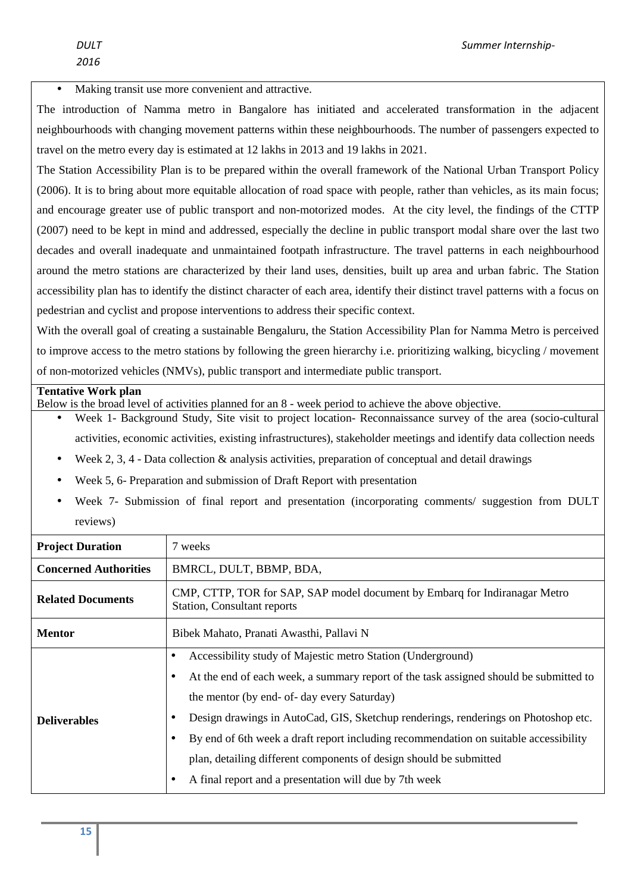- Making transit use more convenient and attractive.

The introduction of Namma metro in Bangalore has initiated and accelerated transformation in the adjacent neighbourhoods with changing movement patterns within these neighbourhoods. The number of passengers expected to travel on the metro every day is estimated at 12 lakhs in 2013 and 19 lakhs in 2021.

The Station Accessibility Plan is to be prepared within the overall framework of the National Urban Transport Policy (2006). It is to bring about more equitable allocation of road space with people, rather than vehicles, as its main focus; and encourage greater use of public transport and non-motorized modes. At the city level, the findings of the CTTP (2007) need to be kept in mind and addressed, especially the decline in public transport modal share over the last two decades and overall inadequate and unmaintained footpath infrastructure. The travel patterns in each neighbourhood around the metro stations are characterized by their land uses, densities, built up area and urban fabric. The Station accessibility plan has to identify the distinct character of each area, identify their distinct travel patterns with a focus on pedestrian and cyclist and propose interventions to address their specific context.

With the overall goal of creating a sustainable Bengaluru, the Station Accessibility Plan for Namma Metro is perceived to improve access to the metro stations by following the green hierarchy i.e. prioritizing walking, bicycling / movement of non-motorized vehicles (NMVs), public transport and intermediate public transport.

**Tentative Work plan**

Below is the broad level of activities planned for an 8 - week period to achieve the above objective.

- Week 1- Background Study, Site visit to project location- Reconnaissance survey of the area (socio-cultural activities, economic activities, existing infrastructures), stakeholder meetings and identify data collection needs
- Week 2, 3, 4 - Data collection & analysis activities, preparation of conceptual and detail drawings
- Week 5, 6- Preparation and submission of Draft Report with presentation
- Week 7- Submission of final report and presentation (incorporating comments/ suggestion from DULT reviews)

| **Project Duration** | 7 weeks |
|---|---|
| **Concerned Authorities** | BMRCL, DULT, BBMP, BDA, |
| **Related Documents** | CMP, CTTP, TOR for SAP, SAP model document by Embarq for Indiranagar Metro Station, Consultant reports |
| **Mentor** | Bibek Mahato, Pranati Awasthi, Pallavi N |
| **Deliverables** | • Accessibility study of Majestic metro Station (Underground)<br>• At the end of each week, a summary report of the task assigned should be submitted to the mentor (by end- of- day every Saturday)<br>• Design drawings in AutoCad, GIS, Sketchup renderings, renderings on Photoshop etc.<br>• By end of 6th week a draft report including recommendation on suitable accessibility plan, detailing different components of design should be submitted<br>• A final report and a presentation will due by 7th week |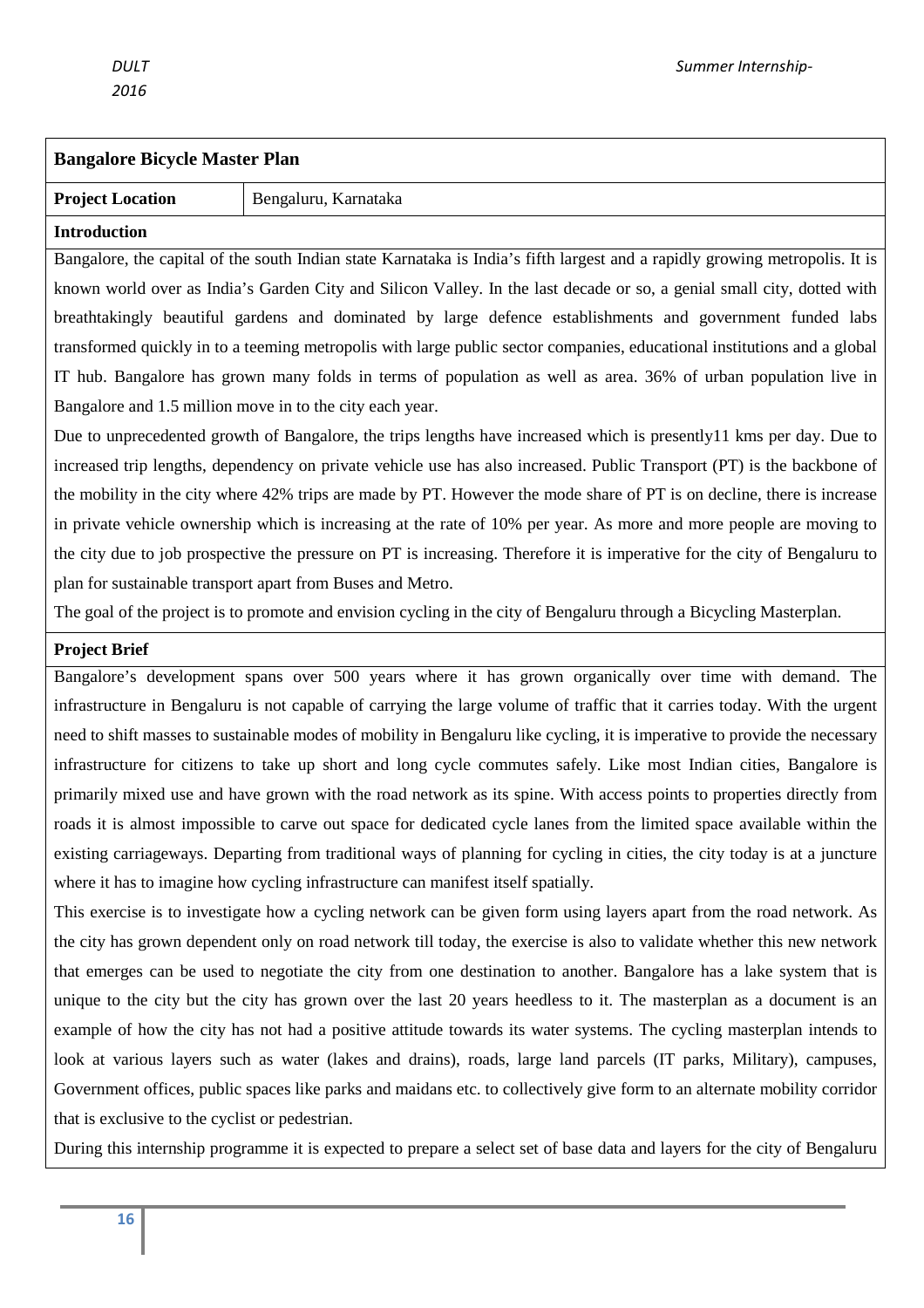## Bangalore Bicycle Master Plan

| **Project Location** | Bengaluru, Karnataka |
| --- | --- |

**Introduction**

Bangalore, the capital of the south Indian state Karnataka is India's fifth largest and a rapidly growing metropolis. It is known world over as India's Garden City and Silicon Valley. In the last decade or so, a genial small city, dotted with breathtakingly beautiful gardens and dominated by large defence establishments and government funded labs transformed quickly in to a teeming metropolis with large public sector companies, educational institutions and a global IT hub. Bangalore has grown many folds in terms of population as well as area. 36% of urban population live in Bangalore and 1.5 million move in to the city each year.

Due to unprecedented growth of Bangalore, the trips lengths have increased which is presently11 kms per day. Due to increased trip lengths, dependency on private vehicle use has also increased. Public Transport (PT) is the backbone of the mobility in the city where 42% trips are made by PT. However the mode share of PT is on decline, there is increase in private vehicle ownership which is increasing at the rate of 10% per year. As more and more people are moving to the city due to job prospective the pressure on PT is increasing. Therefore it is imperative for the city of Bengaluru to plan for sustainable transport apart from Buses and Metro.

The goal of the project is to promote and envision cycling in the city of Bengaluru through a Bicycling Masterplan.

**Project Brief**

Bangalore's development spans over 500 years where it has grown organically over time with demand. The infrastructure in Bengaluru is not capable of carrying the large volume of traffic that it carries today. With the urgent need to shift masses to sustainable modes of mobility in Bengaluru like cycling, it is imperative to provide the necessary infrastructure for citizens to take up short and long cycle commutes safely. Like most Indian cities, Bangalore is primarily mixed use and have grown with the road network as its spine. With access points to properties directly from roads it is almost impossible to carve out space for dedicated cycle lanes from the limited space available within the existing carriageways. Departing from traditional ways of planning for cycling in cities, the city today is at a juncture where it has to imagine how cycling infrastructure can manifest itself spatially.

This exercise is to investigate how a cycling network can be given form using layers apart from the road network. As the city has grown dependent only on road network till today, the exercise is also to validate whether this new network that emerges can be used to negotiate the city from one destination to another. Bangalore has a lake system that is unique to the city but the city has grown over the last 20 years heedless to it. The masterplan as a document is an example of how the city has not had a positive attitude towards its water systems. The cycling masterplan intends to look at various layers such as water (lakes and drains), roads, large land parcels (IT parks, Military), campuses, Government offices, public spaces like parks and maidans etc. to collectively give form to an alternate mobility corridor that is exclusive to the cyclist or pedestrian.

During this internship programme it is expected to prepare a select set of base data and layers for the city of Bengaluru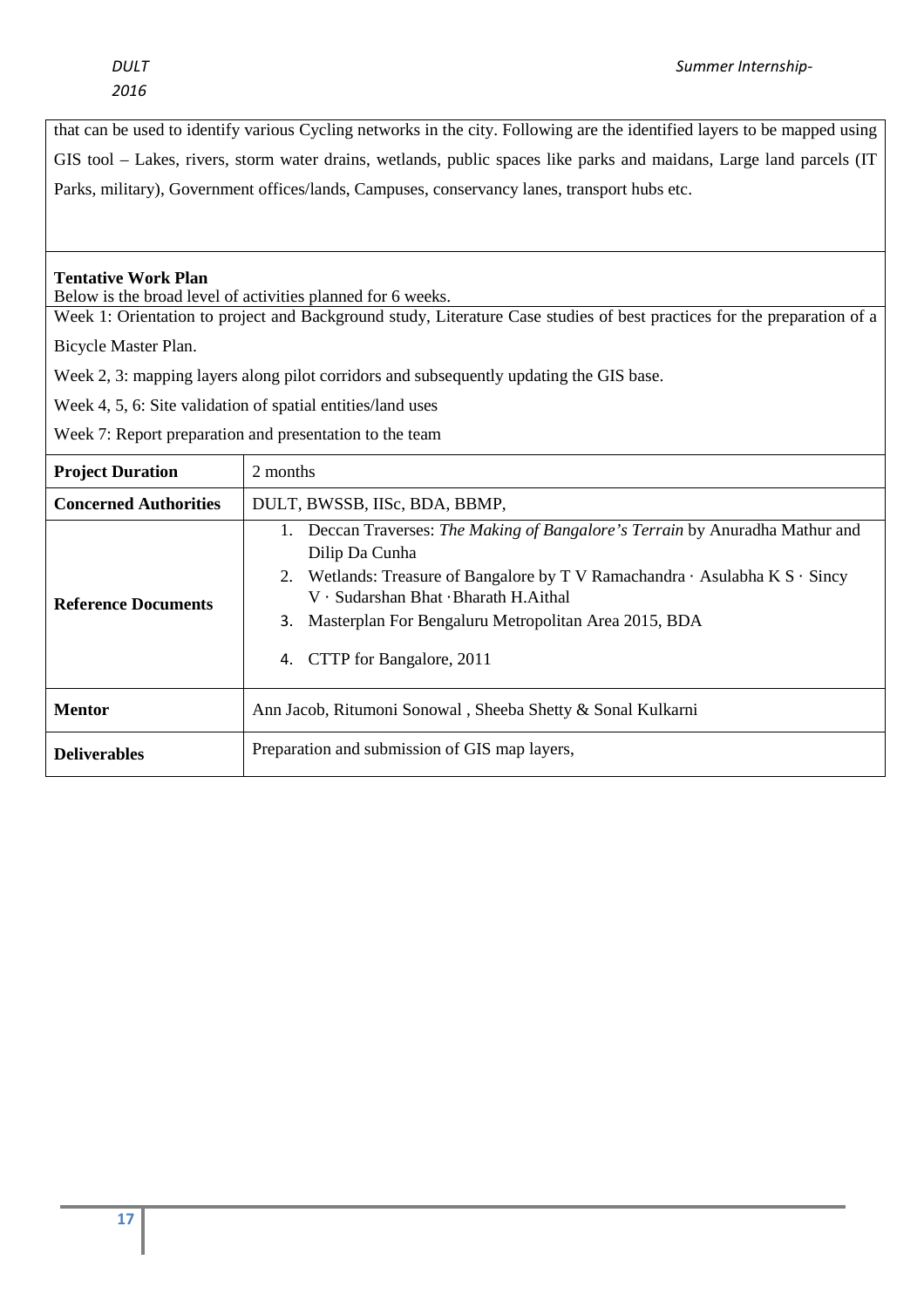that can be used to identify various Cycling networks in the city. Following are the identified layers to be mapped using GIS tool – Lakes, rivers, storm water drains, wetlands, public spaces like parks and maidans, Large land parcels (IT Parks, military), Government offices/lands, Campuses, conservancy lanes, transport hubs etc.

**Tentative Work Plan**

Below is the broad level of activities planned for 6 weeks.

Week 1: Orientation to project and Background study, Literature Case studies of best practices for the preparation of a Bicycle Master Plan.

Week 2, 3: mapping layers along pilot corridors and subsequently updating the GIS base.

Week 4, 5, 6: Site validation of spatial entities/land uses

Week 7: Report preparation and presentation to the team

| | |
|---|---|
| **Project Duration** | 2 months |
| **Concerned Authorities** | DULT, BWSSB, IISc, BDA, BBMP, |
| **Reference Documents** | 1. Deccan Traverses: *The Making of Bangalore's Terrain* by Anuradha Mathur and Dilip Da Cunha<br>2. Wetlands: Treasure of Bangalore by T V Ramachandra · Asulabha K S · Sincy V · Sudarshan Bhat ·Bharath H.Aithal<br>3. Masterplan For Bengaluru Metropolitan Area 2015, BDA<br>4. CTTP for Bangalore, 2011 |
| **Mentor** | Ann Jacob, Ritumoni Sonowal , Sheeba Shetty & Sonal Kulkarni |
| **Deliverables** | Preparation and submission of GIS map layers, |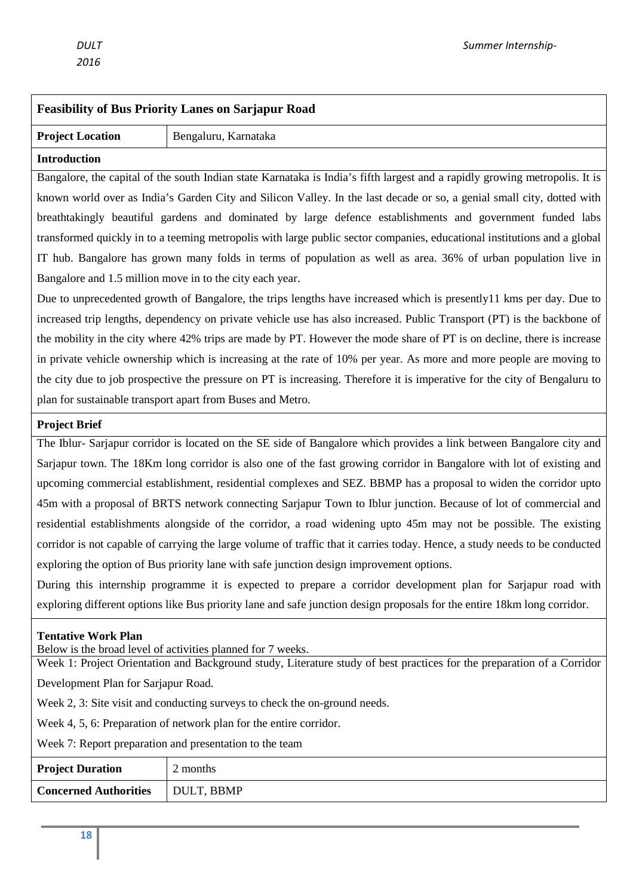## Feasibility of Bus Priority Lanes on Sarjapur Road

| **Project Location** | Bengaluru, Karnataka |
|---|---|

### Introduction

Bangalore, the capital of the south Indian state Karnataka is India's fifth largest and a rapidly growing metropolis. It is known world over as India's Garden City and Silicon Valley. In the last decade or so, a genial small city, dotted with breathtakingly beautiful gardens and dominated by large defence establishments and government funded labs transformed quickly in to a teeming metropolis with large public sector companies, educational institutions and a global IT hub. Bangalore has grown many folds in terms of population as well as area. 36% of urban population live in Bangalore and 1.5 million move in to the city each year.

Due to unprecedented growth of Bangalore, the trips lengths have increased which is presently11 kms per day. Due to increased trip lengths, dependency on private vehicle use has also increased. Public Transport (PT) is the backbone of the mobility in the city where 42% trips are made by PT. However the mode share of PT is on decline, there is increase in private vehicle ownership which is increasing at the rate of 10% per year. As more and more people are moving to the city due to job prospective the pressure on PT is increasing. Therefore it is imperative for the city of Bengaluru to plan for sustainable transport apart from Buses and Metro.

### Project Brief

The Iblur- Sarjapur corridor is located on the SE side of Bangalore which provides a link between Bangalore city and Sarjapur town. The 18Km long corridor is also one of the fast growing corridor in Bangalore with lot of existing and upcoming commercial establishment, residential complexes and SEZ. BBMP has a proposal to widen the corridor upto 45m with a proposal of BRTS network connecting Sarjapur Town to Iblur junction. Because of lot of commercial and residential establishments alongside of the corridor, a road widening upto 45m may not be possible. The existing corridor is not capable of carrying the large volume of traffic that it carries today. Hence, a study needs to be conducted exploring the option of Bus priority lane with safe junction design improvement options.

During this internship programme it is expected to prepare a corridor development plan for Sarjapur road with exploring different options like Bus priority lane and safe junction design proposals for the entire 18km long corridor.

### Tentative Work Plan

Below is the broad level of activities planned for 7 weeks.

Week 1: Project Orientation and Background study, Literature study of best practices for the preparation of a Corridor Development Plan for Sarjapur Road.

Week 2, 3: Site visit and conducting surveys to check the on-ground needs.

Week 4, 5, 6: Preparation of network plan for the entire corridor.

Week 7: Report preparation and presentation to the team

| **Project Duration** | 2 months |
|---|---|
| **Concerned Authorities** | DULT, BBMP |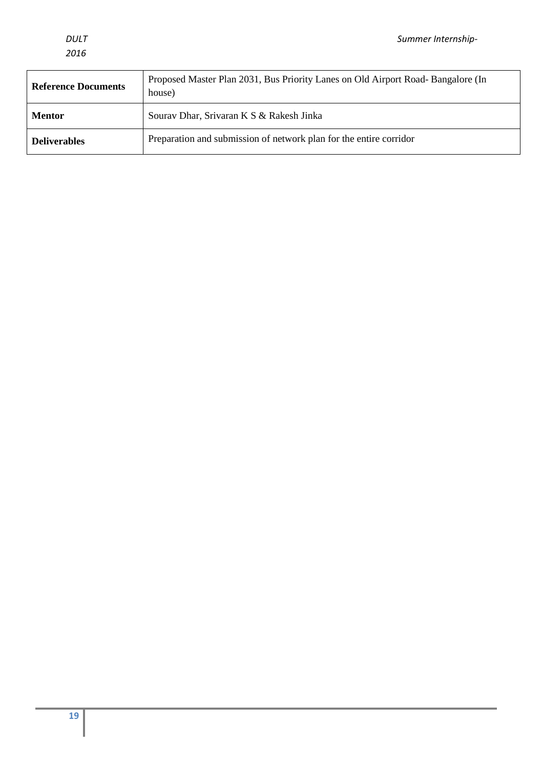| **Reference Documents** | Proposed Master Plan 2031, Bus Priority Lanes on Old Airport Road- Bangalore (In house) |
|---|---|
| **Mentor** | Sourav Dhar, Srivaran K S & Rakesh Jinka |
| **Deliverables** | Preparation and submission of network plan for the entire corridor |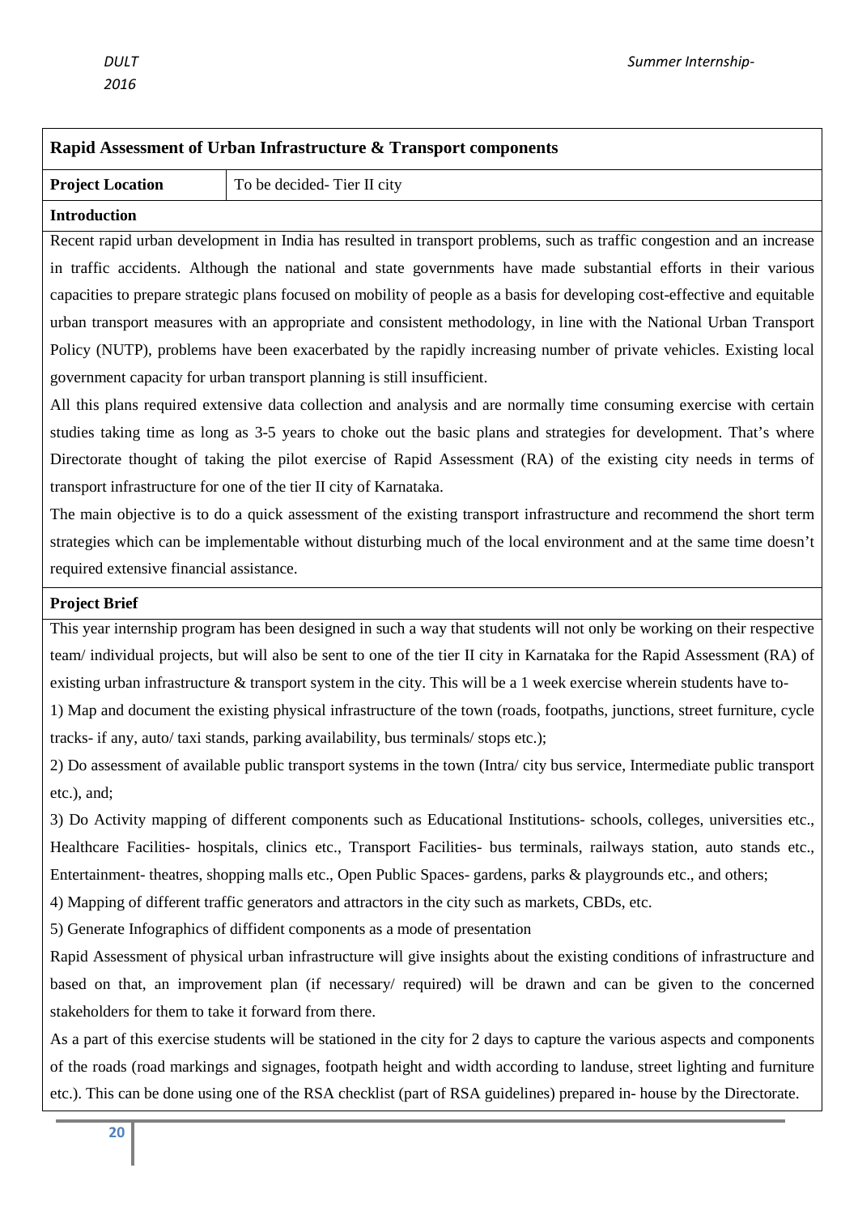| Rapid Assessment of Urban Infrastructure & Transport components | |
|---|---|
| **Project Location** | To be decided- Tier II city |

**Introduction**

Recent rapid urban development in India has resulted in transport problems, such as traffic congestion and an increase in traffic accidents. Although the national and state governments have made substantial efforts in their various capacities to prepare strategic plans focused on mobility of people as a basis for developing cost-effective and equitable urban transport measures with an appropriate and consistent methodology, in line with the National Urban Transport Policy (NUTP), problems have been exacerbated by the rapidly increasing number of private vehicles. Existing local government capacity for urban transport planning is still insufficient.

All this plans required extensive data collection and analysis and are normally time consuming exercise with certain studies taking time as long as 3-5 years to choke out the basic plans and strategies for development. That's where Directorate thought of taking the pilot exercise of Rapid Assessment (RA) of the existing city needs in terms of transport infrastructure for one of the tier II city of Karnataka.

The main objective is to do a quick assessment of the existing transport infrastructure and recommend the short term strategies which can be implementable without disturbing much of the local environment and at the same time doesn't required extensive financial assistance.

**Project Brief**

This year internship program has been designed in such a way that students will not only be working on their respective team/ individual projects, but will also be sent to one of the tier II city in Karnataka for the Rapid Assessment (RA) of existing urban infrastructure & transport system in the city. This will be a 1 week exercise wherein students have to-

1) Map and document the existing physical infrastructure of the town (roads, footpaths, junctions, street furniture, cycle tracks- if any, auto/ taxi stands, parking availability, bus terminals/ stops etc.);

2) Do assessment of available public transport systems in the town (Intra/ city bus service, Intermediate public transport etc.), and;

3) Do Activity mapping of different components such as Educational Institutions- schools, colleges, universities etc., Healthcare Facilities- hospitals, clinics etc., Transport Facilities- bus terminals, railways station, auto stands etc., Entertainment- theatres, shopping malls etc., Open Public Spaces- gardens, parks & playgrounds etc., and others;

4) Mapping of different traffic generators and attractors in the city such as markets, CBDs, etc.

5) Generate Infographics of diffident components as a mode of presentation

Rapid Assessment of physical urban infrastructure will give insights about the existing conditions of infrastructure and based on that, an improvement plan (if necessary/ required) will be drawn and can be given to the concerned stakeholders for them to take it forward from there.

As a part of this exercise students will be stationed in the city for 2 days to capture the various aspects and components of the roads (road markings and signages, footpath height and width according to landuse, street lighting and furniture etc.). This can be done using one of the RSA checklist (part of RSA guidelines) prepared in- house by the Directorate.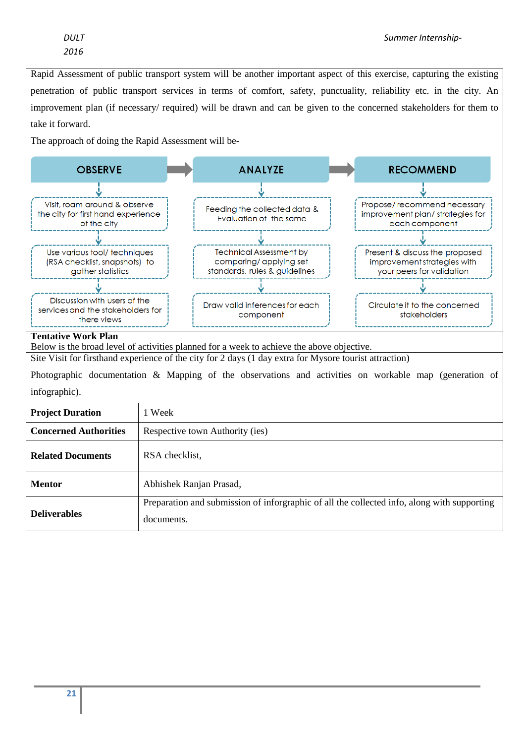Rapid Assessment of public transport system will be another important aspect of this exercise, capturing the existing penetration of public transport services in terms of comfort, safety, punctuality, reliability etc. in the city. An improvement plan (if necessary/ required) will be drawn and can be given to the concerned stakeholders for them to take it forward.

The approach of doing the Rapid Assessment will be-

**OBSERVE** → **ANALYZE** → **RECOMMEND**

**OBSERVE**
- Visit, roam around & observe the city for first hand experience of the city
- Use various tool/ techniques (RSA checklist, snapshots) to gather statistics
- Discussion with users of the services and the stakeholders for there views

**ANALYZE**
- Feeding the collected data & Evaluation of the same
- Technical Assessment by comparing/ applying set standards, rules & guidelines
- Draw valid inferences for each component

**RECOMMEND**
- Propose/ recommend necessary improvement plan/ strategies for each component
- Present & discuss the proposed improvement strategies with your peers for validation
- Circulate it to the concerned stakeholders

**Tentative Work Plan**

Below is the broad level of activities planned for a week to achieve the above objective.

Site Visit for firsthand experience of the city for 2 days (1 day extra for Mysore tourist attraction)

Photographic documentation & Mapping of the observations and activities on workable map (generation of infographic).

| | |
|---|---|
| **Project Duration** | 1 Week |
| **Concerned Authorities** | Respective town Authority (ies) |
| **Related Documents** | RSA checklist, |
| **Mentor** | Abhishek Ranjan Prasad, |
| **Deliverables** | Preparation and submission of inforgraphic of all the collected info, along with supporting documents. |